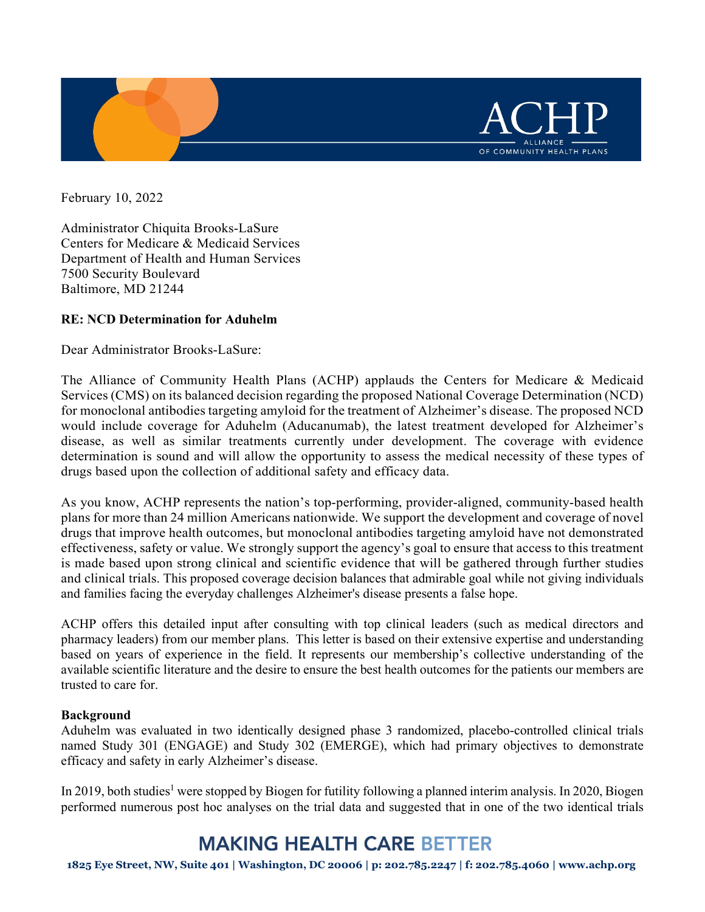February 10, 2022

Administrator Chiquita Brooks-LaSure
Centers for Medicare & Medicaid Services
Department of Health and Human Services
7500 Security Boulevard
Baltimore, MD 21244

**RE: NCD Determination for Aduhelm**

Dear Administrator Brooks-LaSure:

The Alliance of Community Health Plans (ACHP) applauds the Centers for Medicare & Medicaid Services (CMS) on its balanced decision regarding the proposed National Coverage Determination (NCD) for monoclonal antibodies targeting amyloid for the treatment of Alzheimer's disease. The proposed NCD would include coverage for Aduhelm (Aducanumab), the latest treatment developed for Alzheimer's disease, as well as similar treatments currently under development. The coverage with evidence determination is sound and will allow the opportunity to assess the medical necessity of these types of drugs based upon the collection of additional safety and efficacy data.

As you know, ACHP represents the nation's top-performing, provider-aligned, community-based health plans for more than 24 million Americans nationwide. We support the development and coverage of novel drugs that improve health outcomes, but monoclonal antibodies targeting amyloid have not demonstrated effectiveness, safety or value. We strongly support the agency's goal to ensure that access to this treatment is made based upon strong clinical and scientific evidence that will be gathered through further studies and clinical trials. This proposed coverage decision balances that admirable goal while not giving individuals and families facing the everyday challenges Alzheimer's disease presents a false hope.

ACHP offers this detailed input after consulting with top clinical leaders (such as medical directors and pharmacy leaders) from our member plans. This letter is based on their extensive expertise and understanding based on years of experience in the field. It represents our membership's collective understanding of the available scientific literature and the desire to ensure the best health outcomes for the patients our members are trusted to care for.

**Background**

Aduhelm was evaluated in two identically designed phase 3 randomized, placebo-controlled clinical trials named Study 301 (ENGAGE) and Study 302 (EMERGE), which had primary objectives to demonstrate efficacy and safety in early Alzheimer's disease.

In 2019, both studies[1] were stopped by Biogen for futility following a planned interim analysis. In 2020, Biogen performed numerous post hoc analyses on the trial data and suggested that in one of the two identical trials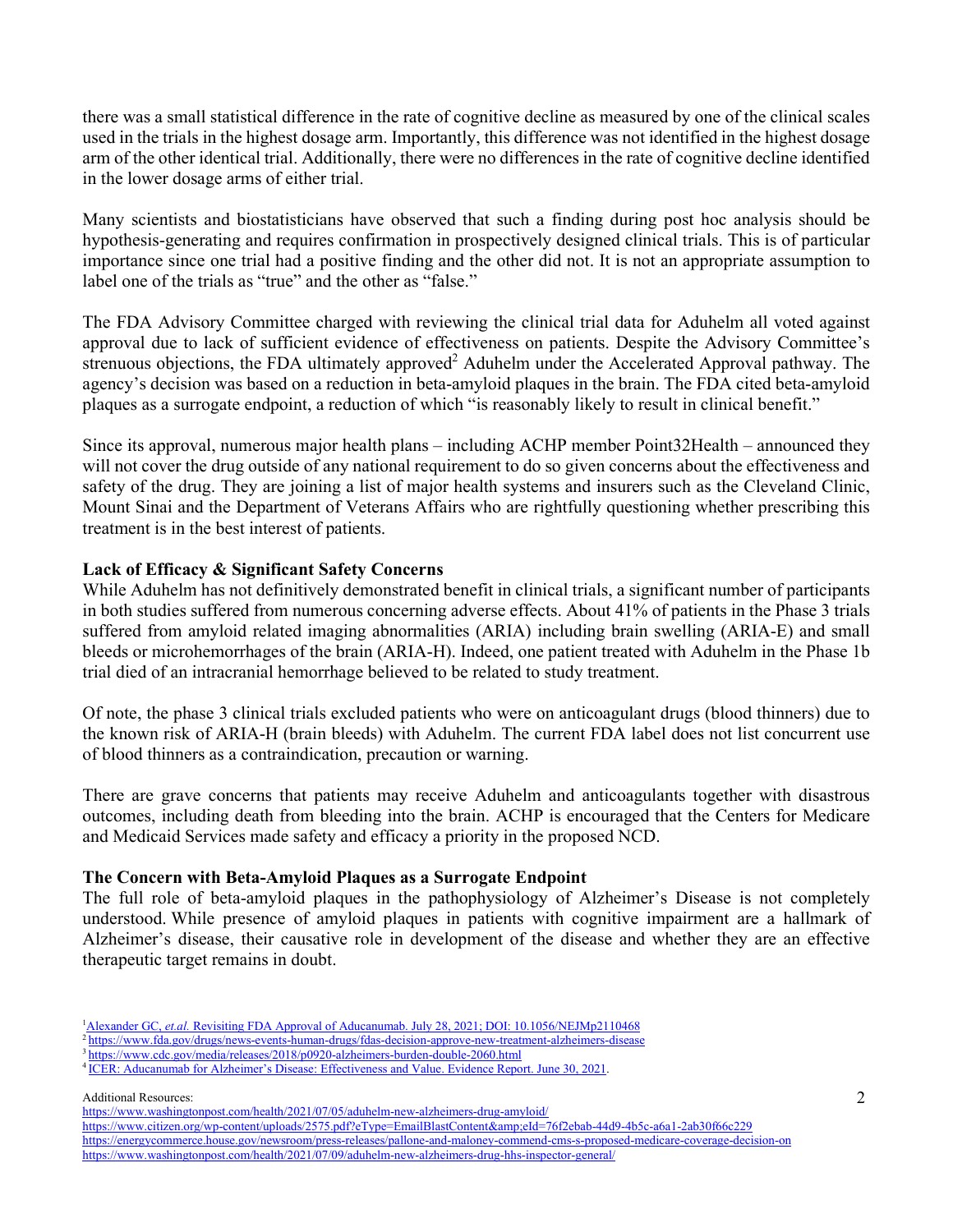there was a small statistical difference in the rate of cognitive decline as measured by one of the clinical scales used in the trials in the highest dosage arm. Importantly, this difference was not identified in the highest dosage arm of the other identical trial. Additionally, there were no differences in the rate of cognitive decline identified in the lower dosage arms of either trial.

Many scientists and biostatisticians have observed that such a finding during post hoc analysis should be hypothesis-generating and requires confirmation in prospectively designed clinical trials. This is of particular importance since one trial had a positive finding and the other did not. It is not an appropriate assumption to label one of the trials as "true" and the other as "false."

The FDA Advisory Committee charged with reviewing the clinical trial data for Aduhelm all voted against approval due to lack of sufficient evidence of effectiveness on patients. Despite the Advisory Committee's strenuous objections, the FDA ultimately approved[2] Aduhelm under the Accelerated Approval pathway. The agency's decision was based on a reduction in beta-amyloid plaques in the brain. The FDA cited beta-amyloid plaques as a surrogate endpoint, a reduction of which "is reasonably likely to result in clinical benefit."

Since its approval, numerous major health plans – including ACHP member Point32Health – announced they will not cover the drug outside of any national requirement to do so given concerns about the effectiveness and safety of the drug. They are joining a list of major health systems and insurers such as the Cleveland Clinic, Mount Sinai and the Department of Veterans Affairs who are rightfully questioning whether prescribing this treatment is in the best interest of patients.

**Lack of Efficacy & Significant Safety Concerns**

While Aduhelm has not definitively demonstrated benefit in clinical trials, a significant number of participants in both studies suffered from numerous concerning adverse effects. About 41% of patients in the Phase 3 trials suffered from amyloid related imaging abnormalities (ARIA) including brain swelling (ARIA-E) and small bleeds or microhemorrhages of the brain (ARIA-H). Indeed, one patient treated with Aduhelm in the Phase 1b trial died of an intracranial hemorrhage believed to be related to study treatment.

Of note, the phase 3 clinical trials excluded patients who were on anticoagulant drugs (blood thinners) due to the known risk of ARIA-H (brain bleeds) with Aduhelm. The current FDA label does not list concurrent use of blood thinners as a contraindication, precaution or warning.

There are grave concerns that patients may receive Aduhelm and anticoagulants together with disastrous outcomes, including death from bleeding into the brain. ACHP is encouraged that the Centers for Medicare and Medicaid Services made safety and efficacy a priority in the proposed NCD.

**The Concern with Beta-Amyloid Plaques as a Surrogate Endpoint**

The full role of beta-amyloid plaques in the pathophysiology of Alzheimer's Disease is not completely understood. While presence of amyloid plaques in patients with cognitive impairment are a hallmark of Alzheimer's disease, their causative role in development of the disease and whether they are an effective therapeutic target remains in doubt.

---

[1] Alexander GC, *et.al.* Revisiting FDA Approval of Aducanumab. July 28, 2021; DOI: 10.1056/NEJMp2110468

[2] https://www.fda.gov/drugs/news-events-human-drugs/fdas-decision-approve-new-treatment-alzheimers-disease

[3] https://www.cdc.gov/media/releases/2018/p0920-alzheimers-burden-double-2060.html

[4] ICER: Aducanumab for Alzheimer's Disease: Effectiveness and Value. Evidence Report. June 30, 2021.

Additional Resources:

https://www.washingtonpost.com/health/2021/07/05/aduhelm-new-alzheimers-drug-amyloid/

https://www.citizen.org/wp-content/uploads/2575.pdf?eType=EmailBlastContent&amp;eId=76f2ebab-44d9-4b5c-a6a1-2ab30f66c229

https://energycommerce.house.gov/newsroom/press-releases/pallone-and-maloney-commend-cms-s-proposed-medicare-coverage-decision-on

https://www.washingtonpost.com/health/2021/07/09/aduhelm-new-alzheimers-drug-hhs-inspector-general/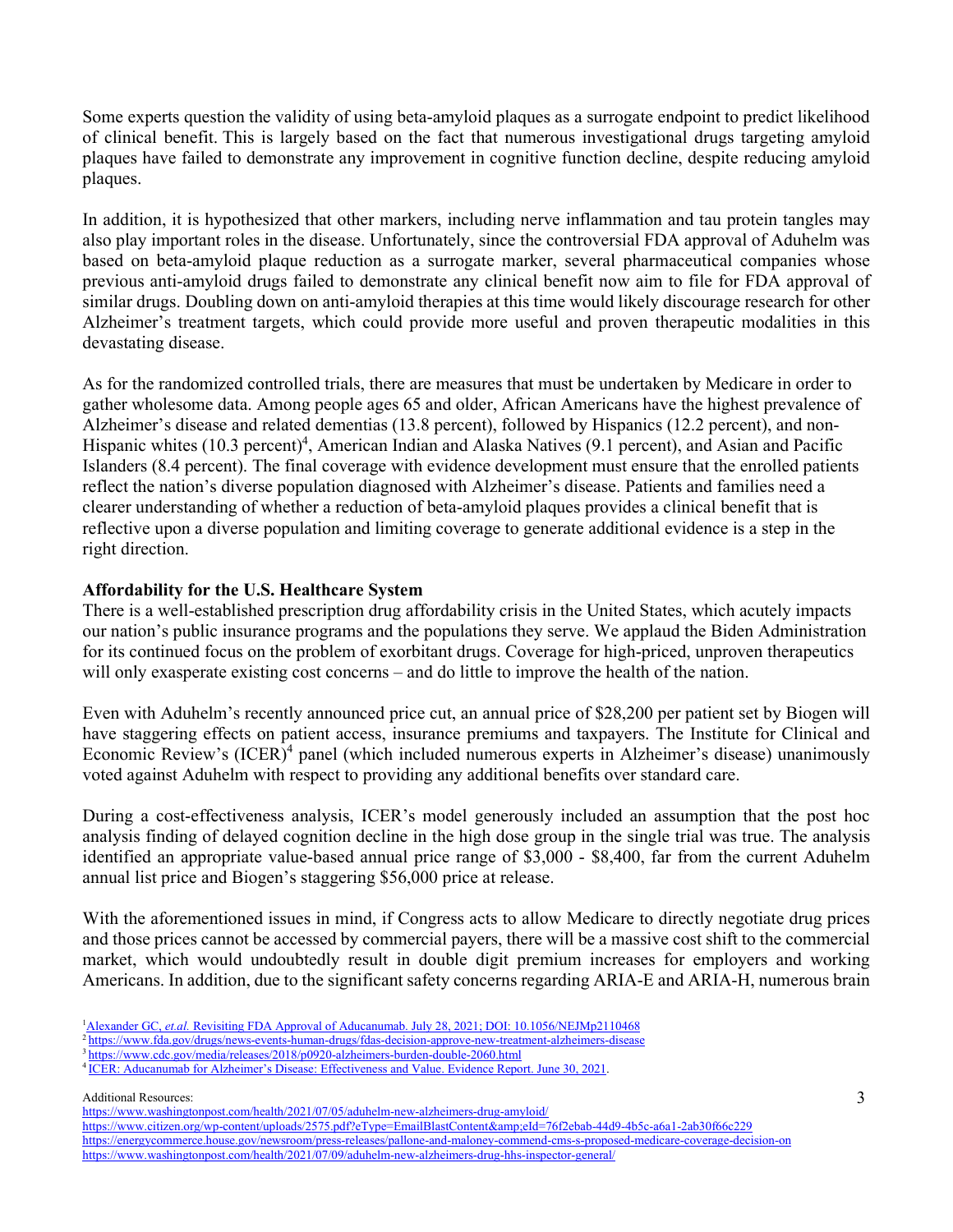Some experts question the validity of using beta-amyloid plaques as a surrogate endpoint to predict likelihood of clinical benefit. This is largely based on the fact that numerous investigational drugs targeting amyloid plaques have failed to demonstrate any improvement in cognitive function decline, despite reducing amyloid plaques.

In addition, it is hypothesized that other markers, including nerve inflammation and tau protein tangles may also play important roles in the disease. Unfortunately, since the controversial FDA approval of Aduhelm was based on beta-amyloid plaque reduction as a surrogate marker, several pharmaceutical companies whose previous anti-amyloid drugs failed to demonstrate any clinical benefit now aim to file for FDA approval of similar drugs. Doubling down on anti-amyloid therapies at this time would likely discourage research for other Alzheimer's treatment targets, which could provide more useful and proven therapeutic modalities in this devastating disease.

As for the randomized controlled trials, there are measures that must be undertaken by Medicare in order to gather wholesome data. Among people ages 65 and older, African Americans have the highest prevalence of Alzheimer's disease and related dementias (13.8 percent), followed by Hispanics (12.2 percent), and non-Hispanic whites (10.3 percent)[4], American Indian and Alaska Natives (9.1 percent), and Asian and Pacific Islanders (8.4 percent). The final coverage with evidence development must ensure that the enrolled patients reflect the nation's diverse population diagnosed with Alzheimer's disease. Patients and families need a clearer understanding of whether a reduction of beta-amyloid plaques provides a clinical benefit that is reflective upon a diverse population and limiting coverage to generate additional evidence is a step in the right direction.

**Affordability for the U.S. Healthcare System**

There is a well-established prescription drug affordability crisis in the United States, which acutely impacts our nation's public insurance programs and the populations they serve. We applaud the Biden Administration for its continued focus on the problem of exorbitant drugs. Coverage for high-priced, unproven therapeutics will only exasperate existing cost concerns – and do little to improve the health of the nation.

Even with Aduhelm's recently announced price cut, an annual price of $28,200 per patient set by Biogen will have staggering effects on patient access, insurance premiums and taxpayers. The Institute for Clinical and Economic Review's (ICER)[4] panel (which included numerous experts in Alzheimer's disease) unanimously voted against Aduhelm with respect to providing any additional benefits over standard care.

During a cost-effectiveness analysis, ICER's model generously included an assumption that the post hoc analysis finding of delayed cognition decline in the high dose group in the single trial was true. The analysis identified an appropriate value-based annual price range of $3,000 - $8,400, far from the current Aduhelm annual list price and Biogen's staggering $56,000 price at release.

With the aforementioned issues in mind, if Congress acts to allow Medicare to directly negotiate drug prices and those prices cannot be accessed by commercial payers, there will be a massive cost shift to the commercial market, which would undoubtedly result in double digit premium increases for employers and working Americans. In addition, due to the significant safety concerns regarding ARIA-E and ARIA-H, numerous brain

[1] Alexander GC, *et.al.* Revisiting FDA Approval of Aducanumab. July 28, 2021; DOI: 10.1056/NEJMp2110468

[2] https://www.fda.gov/drugs/news-events-human-drugs/fdas-decision-approve-new-treatment-alzheimers-disease

[3] https://www.cdc.gov/media/releases/2018/p0920-alzheimers-burden-double-2060.html

[4] ICER: Aducanumab for Alzheimer's Disease: Effectiveness and Value. Evidence Report. June 30, 2021.

Additional Resources:

https://www.washingtonpost.com/health/2021/07/05/aduhelm-new-alzheimers-drug-amyloid/

https://www.citizen.org/wp-content/uploads/2575.pdf?eType=EmailBlastContent&amp;eId=76f2ebab-44d9-4b5c-a6a1-2ab30f66c229

https://energycommerce.house.gov/newsroom/press-releases/pallone-and-maloney-commend-cms-s-proposed-medicare-coverage-decision-on

https://www.washingtonpost.com/health/2021/07/09/aduhelm-new-alzheimers-drug-hhs-inspector-general/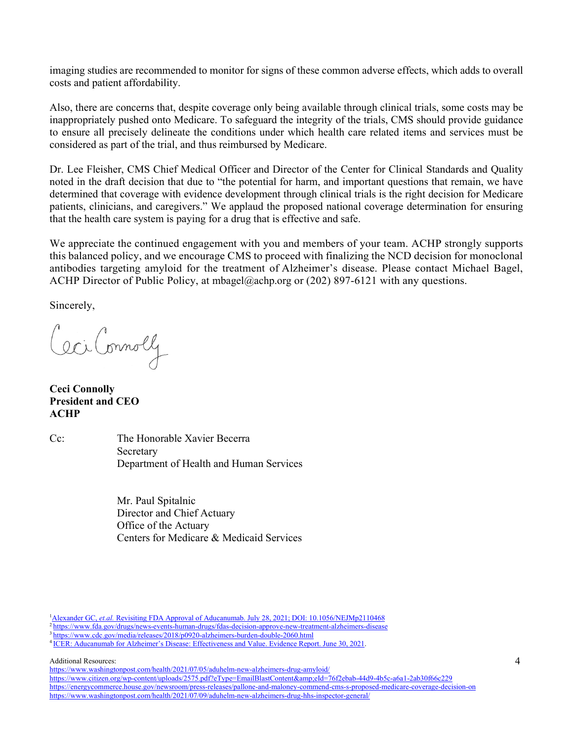imaging studies are recommended to monitor for signs of these common adverse effects, which adds to overall costs and patient affordability.

Also, there are concerns that, despite coverage only being available through clinical trials, some costs may be inappropriately pushed onto Medicare. To safeguard the integrity of the trials, CMS should provide guidance to ensure all precisely delineate the conditions under which health care related items and services must be considered as part of the trial, and thus reimbursed by Medicare.

Dr. Lee Fleisher, CMS Chief Medical Officer and Director of the Center for Clinical Standards and Quality noted in the draft decision that due to "the potential for harm, and important questions that remain, we have determined that coverage with evidence development through clinical trials is the right decision for Medicare patients, clinicians, and caregivers." We applaud the proposed national coverage determination for ensuring that the health care system is paying for a drug that is effective and safe.

We appreciate the continued engagement with you and members of your team. ACHP strongly supports this balanced policy, and we encourage CMS to proceed with finalizing the NCD decision for monoclonal antibodies targeting amyloid for the treatment of Alzheimer's disease. Please contact Michael Bagel, ACHP Director of Public Policy, at mbagel@achp.org or (202) 897-6121 with any questions.

Sincerely,

Ceci Connolly

**Ceci Connolly**
**President and CEO**
**ACHP**

Cc: The Honorable Xavier Becerra
Secretary
Department of Health and Human Services

Mr. Paul Spitalnic
Director and Chief Actuary
Office of the Actuary
Centers for Medicare & Medicaid Services

[1] Alexander GC, *et.al.* Revisiting FDA Approval of Aducanumab. July 28, 2021; DOI: 10.1056/NEJMp2110468
[2] https://www.fda.gov/drugs/news-events-human-drugs/fdas-decision-approve-new-treatment-alzheimers-disease
[3] https://www.cdc.gov/media/releases/2018/p0920-alzheimers-burden-double-2060.html
[4] ICER: Aducanumab for Alzheimer's Disease: Effectiveness and Value. Evidence Report. June 30, 2021.

Additional Resources:
https://www.washingtonpost.com/health/2021/07/05/aduhelm-new-alzheimers-drug-amyloid/
https://www.citizen.org/wp-content/uploads/2575.pdf?eType=EmailBlastContent&amp;eId=76f2ebab-44d9-4b5c-a6a1-2ab30f66c229
https://energycommerce.house.gov/newsroom/press-releases/pallone-and-maloney-commend-cms-s-proposed-medicare-coverage-decision-on
https://www.washingtonpost.com/health/2021/07/09/aduhelm-new-alzheimers-drug-hhs-inspector-general/